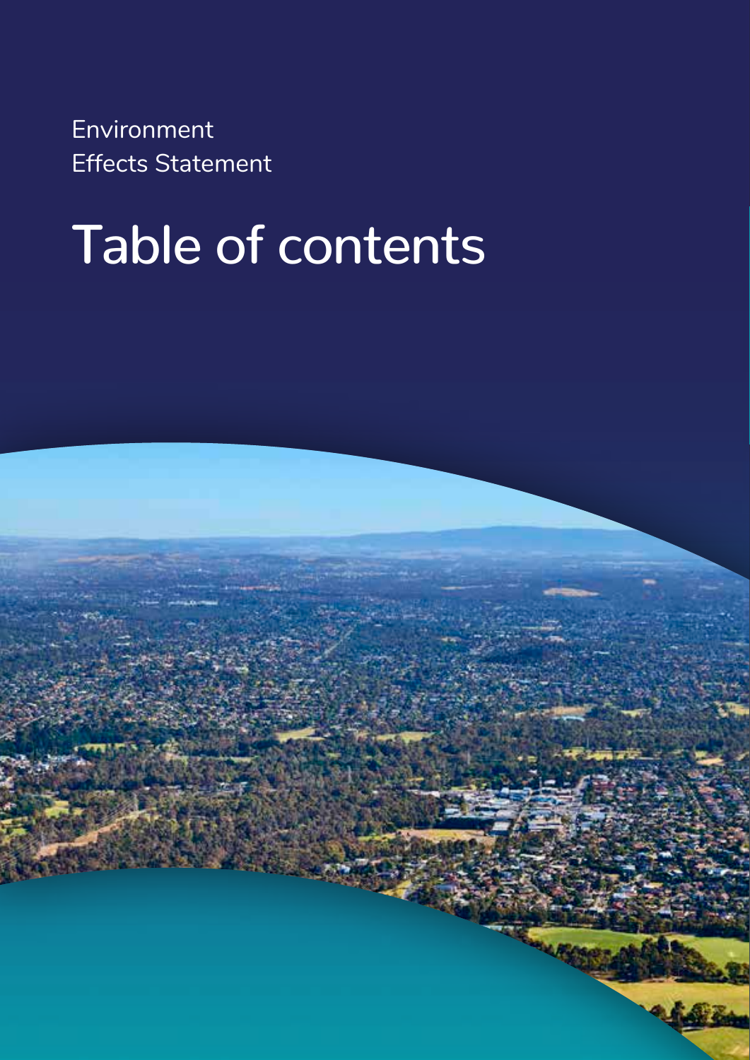Environment
Effects Statement

# Table of contents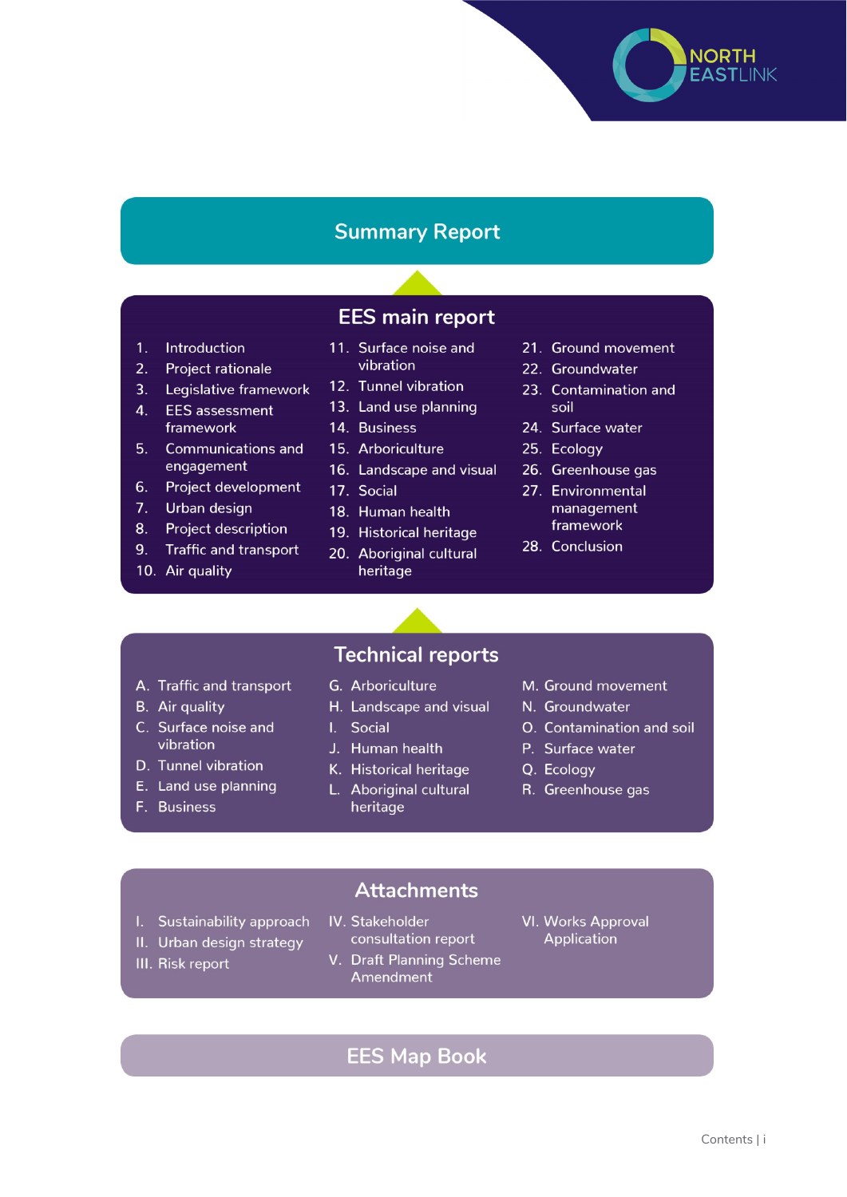## Summary Report

## EES main report

1. Introduction
2. Project rationale
3. Legislative framework
4. EES assessment framework
5. Communications and engagement
6. Project development
7. Urban design
8. Project description
9. Traffic and transport
10. Air quality
11. Surface noise and vibration
12. Tunnel vibration
13. Land use planning
14. Business
15. Arboriculture
16. Landscape and visual
17. Social
18. Human health
19. Historical heritage
20. Aboriginal cultural heritage
21. Ground movement
22. Groundwater
23. Contamination and soil
24. Surface water
25. Ecology
26. Greenhouse gas
27. Environmental management framework
28. Conclusion

## Technical reports

A. Traffic and transport
B. Air quality
C. Surface noise and vibration
D. Tunnel vibration
E. Land use planning
F. Business
G. Arboriculture
H. Landscape and visual
I. Social
J. Human health
K. Historical heritage
L. Aboriginal cultural heritage
M. Ground movement
N. Groundwater
O. Contamination and soil
P. Surface water
Q. Ecology
R. Greenhouse gas

## Attachments

I. Sustainability approach
II. Urban design strategy
III. Risk report
IV. Stakeholder consultation report
V. Draft Planning Scheme Amendment
VI. Works Approval Application

## EES Map Book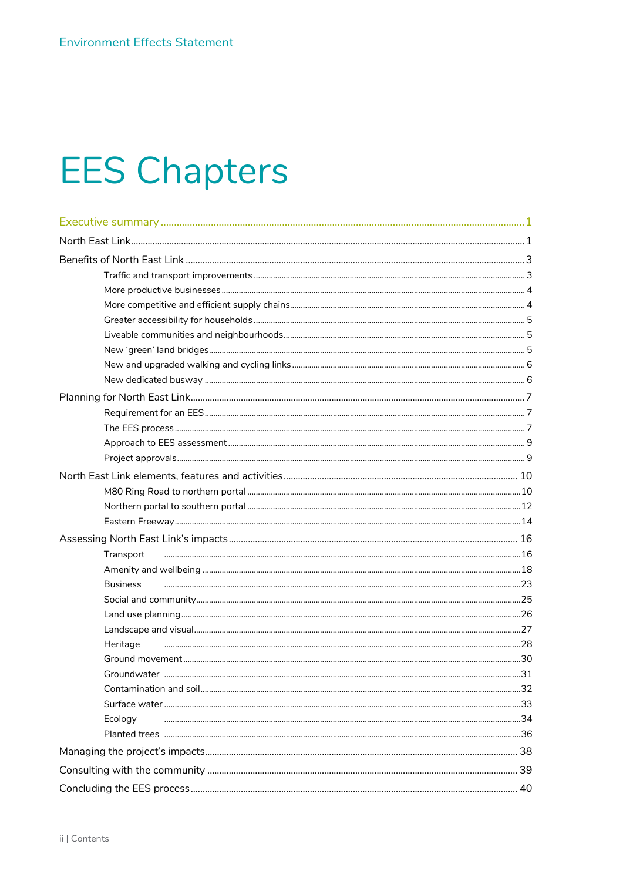# EES Chapters

Executive summary ........ 1

North East Link ........ 1

Benefits of North East Link ........ 3

- Traffic and transport improvements ........ 3
- More productive businesses ........ 4
- More competitive and efficient supply chains ........ 4
- Greater accessibility for households ........ 5
- Liveable communities and neighbourhoods ........ 5
- New 'green' land bridges ........ 5
- New and upgraded walking and cycling links ........ 6
- New dedicated busway ........ 6

Planning for North East Link ........ 7

- Requirement for an EES ........ 7
- The EES process ........ 7
- Approach to EES assessment ........ 9
- Project approvals ........ 9

North East Link elements, features and activities ........ 10

- M80 Ring Road to northern portal ........ 10
- Northern portal to southern portal ........ 12
- Eastern Freeway ........ 14

Assessing North East Link's impacts ........ 16

- Transport ........ 16
- Amenity and wellbeing ........ 18
- Business ........ 23
- Social and community ........ 25
- Land use planning ........ 26
- Landscape and visual ........ 27
- Heritage ........ 28
- Ground movement ........ 30
- Groundwater ........ 31
- Contamination and soil ........ 32
- Surface water ........ 33
- Ecology ........ 34
- Planted trees ........ 36

Managing the project's impacts ........ 38

Consulting with the community ........ 39

Concluding the EES process ........ 40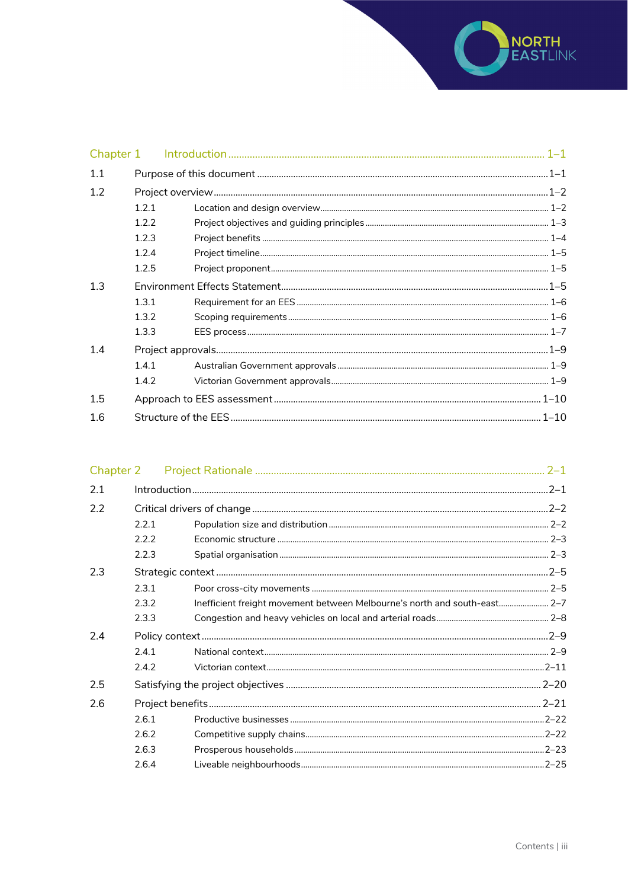Chapter 1 Introduction ........................................................ 1–1

1.1 Purpose of this document ........................................................ 1–1

1.2 Project overview ........................................................ 1–2

1.2.1 Location and design overview ........................................................ 1–2

1.2.2 Project objectives and guiding principles ........................................................ 1–3

1.2.3 Project benefits ........................................................ 1–4

1.2.4 Project timeline ........................................................ 1–5

1.2.5 Project proponent ........................................................ 1–5

1.3 Environment Effects Statement ........................................................ 1–5

1.3.1 Requirement for an EES ........................................................ 1–6

1.3.2 Scoping requirements ........................................................ 1–6

1.3.3 EES process ........................................................ 1–7

1.4 Project approvals ........................................................ 1–9

1.4.1 Australian Government approvals ........................................................ 1–9

1.4.2 Victorian Government approvals ........................................................ 1–9

1.5 Approach to EES assessment ........................................................ 1–10

1.6 Structure of the EES ........................................................ 1–10

Chapter 2 Project Rationale ........................................................ 2–1

2.1 Introduction ........................................................ 2–1

2.2 Critical drivers of change ........................................................ 2–2

2.2.1 Population size and distribution ........................................................ 2–2

2.2.2 Economic structure ........................................................ 2–3

2.2.3 Spatial organisation ........................................................ 2–3

2.3 Strategic context ........................................................ 2–5

2.3.1 Poor cross-city movements ........................................................ 2–5

2.3.2 Inefficient freight movement between Melbourne's north and south-east ........................................................ 2–7

2.3.3 Congestion and heavy vehicles on local and arterial roads ........................................................ 2–8

2.4 Policy context ........................................................ 2–9

2.4.1 National context ........................................................ 2–9

2.4.2 Victorian context ........................................................ 2–11

2.5 Satisfying the project objectives ........................................................ 2–20

2.6 Project benefits ........................................................ 2–21

2.6.1 Productive businesses ........................................................ 2–22

2.6.2 Competitive supply chains ........................................................ 2–22

2.6.3 Prosperous households ........................................................ 2–23

2.6.4 Liveable neighbourhoods ........................................................ 2–25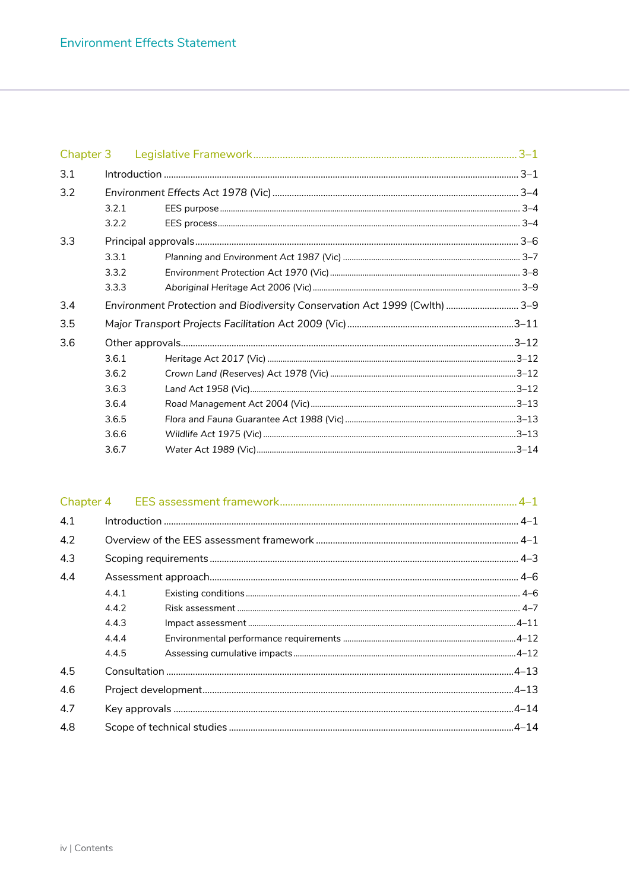Chapter 3 Legislative Framework ..... 3–1

3.1 Introduction ..... 3–1

3.2 *Environment Effects Act 1978* (Vic) ..... 3–4

- 3.2.1 EES purpose ..... 3–4
- 3.2.2 EES process ..... 3–4

3.3 Principal approvals ..... 3–6

- 3.3.1 *Planning and Environment Act 1987* (Vic) ..... 3–7
- 3.3.2 *Environment Protection Act 1970* (Vic) ..... 3–8
- 3.3.3 *Aboriginal Heritage Act 2006* (Vic) ..... 3–9

3.4 *Environment Protection and Biodiversity Conservation Act 1999* (Cwlth) ..... 3–9

3.5 *Major Transport Projects Facilitation Act 2009* (Vic) ..... 3–11

3.6 Other approvals ..... 3–12

- 3.6.1 *Heritage Act 2017* (Vic) ..... 3–12
- 3.6.2 *Crown Land (Reserves) Act 1978* (Vic) ..... 3–12
- 3.6.3 *Land Act 1958* (Vic) ..... 3–12
- 3.6.4 *Road Management Act 2004* (Vic) ..... 3–13
- 3.6.5 *Flora and Fauna Guarantee Act 1988* (Vic) ..... 3–13
- 3.6.6 *Wildlife Act 1975* (Vic) ..... 3–13
- 3.6.7 *Water Act 1989* (Vic) ..... 3–14

Chapter 4 EES assessment framework ..... 4–1

4.1 Introduction ..... 4–1

4.2 Overview of the EES assessment framework ..... 4–1

4.3 Scoping requirements ..... 4–3

4.4 Assessment approach ..... 4–6

- 4.4.1 Existing conditions ..... 4–6
- 4.4.2 Risk assessment ..... 4–7
- 4.4.3 Impact assessment ..... 4–11
- 4.4.4 Environmental performance requirements ..... 4–12
- 4.4.5 Assessing cumulative impacts ..... 4–12

4.5 Consultation ..... 4–13

4.6 Project development ..... 4–13

4.7 Key approvals ..... 4–14

4.8 Scope of technical studies ..... 4–14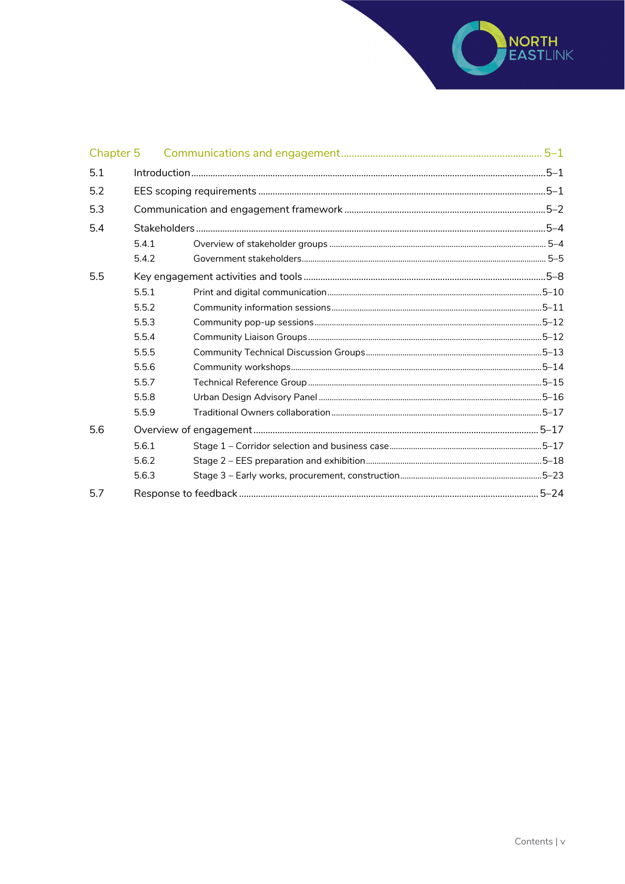| Chapter 5 | Communications and engagement | 5–1 |
|---|---|---|
| 5.1 | Introduction | 5–1 |
| 5.2 | EES scoping requirements | 5–1 |
| 5.3 | Communication and engagement framework | 5–2 |
| 5.4 | Stakeholders | 5–4 |
| 5.4.1 | Overview of stakeholder groups | 5–4 |
| 5.4.2 | Government stakeholders | 5–5 |
| 5.5 | Key engagement activities and tools | 5–8 |
| 5.5.1 | Print and digital communication | 5–10 |
| 5.5.2 | Community information sessions | 5–11 |
| 5.5.3 | Community pop-up sessions | 5–12 |
| 5.5.4 | Community Liaison Groups | 5–12 |
| 5.5.5 | Community Technical Discussion Groups | 5–13 |
| 5.5.6 | Community workshops | 5–14 |
| 5.5.7 | Technical Reference Group | 5–15 |
| 5.5.8 | Urban Design Advisory Panel | 5–16 |
| 5.5.9 | Traditional Owners collaboration | 5–17 |
| 5.6 | Overview of engagement | 5–17 |
| 5.6.1 | Stage 1 – Corridor selection and business case | 5–17 |
| 5.6.2 | Stage 2 – EES preparation and exhibition | 5–18 |
| 5.6.3 | Stage 3 – Early works, procurement, construction | 5–23 |
| 5.7 | Response to feedback | 5–24 |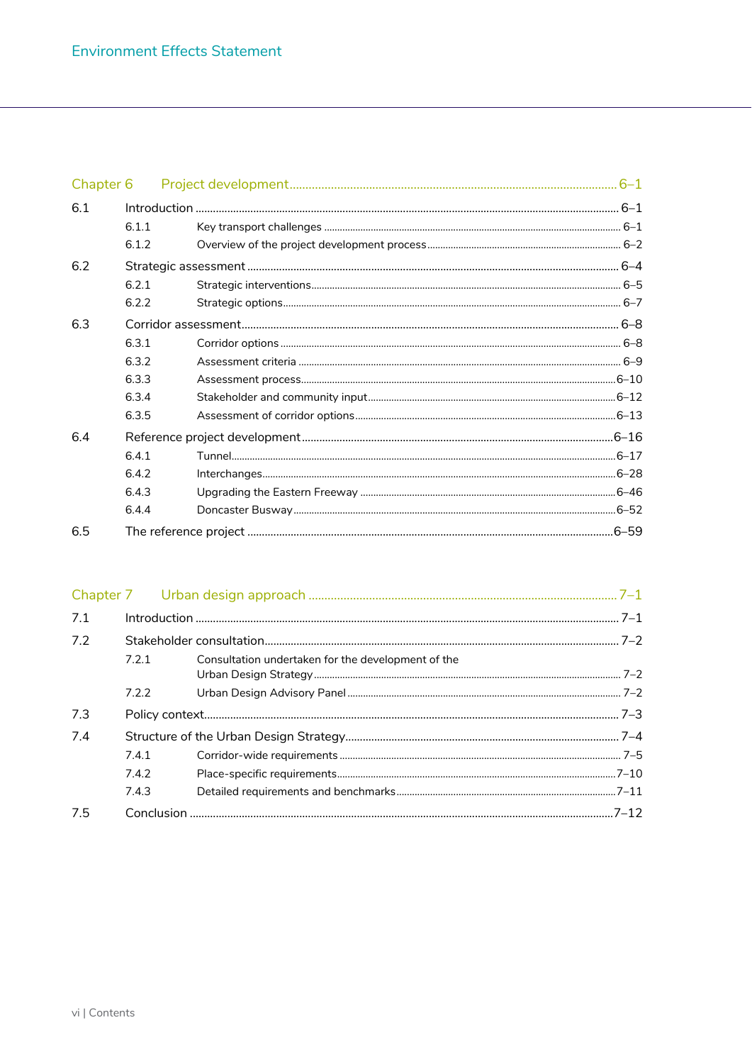## Chapter 6 Project development ........ 6–1

- 6.1 Introduction ........ 6–1
  - 6.1.1 Key transport challenges ........ 6–1
  - 6.1.2 Overview of the project development process ........ 6–2
- 6.2 Strategic assessment ........ 6–4
  - 6.2.1 Strategic interventions ........ 6–5
  - 6.2.2 Strategic options ........ 6–7
- 6.3 Corridor assessment ........ 6–8
  - 6.3.1 Corridor options ........ 6–8
  - 6.3.2 Assessment criteria ........ 6–9
  - 6.3.3 Assessment process ........ 6–10
  - 6.3.4 Stakeholder and community input ........ 6–12
  - 6.3.5 Assessment of corridor options ........ 6–13
- 6.4 Reference project development ........ 6–16
  - 6.4.1 Tunnel ........ 6–17
  - 6.4.2 Interchanges ........ 6–28
  - 6.4.3 Upgrading the Eastern Freeway ........ 6–46
  - 6.4.4 Doncaster Busway ........ 6–52
- 6.5 The reference project ........ 6–59

## Chapter 7 Urban design approach ........ 7–1

- 7.1 Introduction ........ 7–1
- 7.2 Stakeholder consultation ........ 7–2
  - 7.2.1 Consultation undertaken for the development of the Urban Design Strategy ........ 7–2
  - 7.2.2 Urban Design Advisory Panel ........ 7–2
- 7.3 Policy context ........ 7–3
- 7.4 Structure of the Urban Design Strategy ........ 7–4
  - 7.4.1 Corridor-wide requirements ........ 7–5
  - 7.4.2 Place-specific requirements ........ 7–10
  - 7.4.3 Detailed requirements and benchmarks ........ 7–11
- 7.5 Conclusion ........ 7–12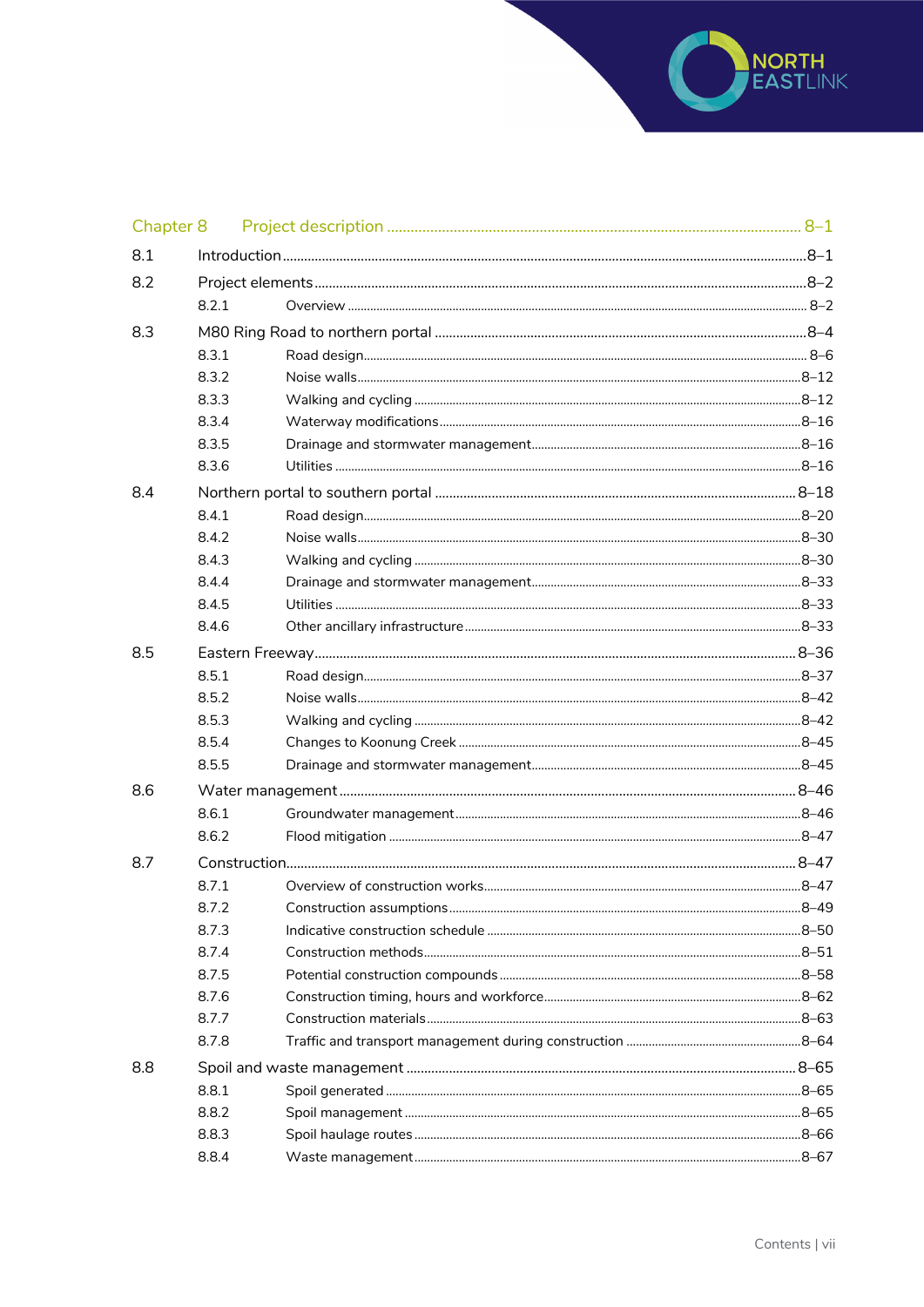Chapter 8 Project description ........ 8–1

8.1 Introduction ........ 8–1

8.2 Project elements ........ 8–2

- 8.2.1 Overview ........ 8–2

8.3 M80 Ring Road to northern portal ........ 8–4

- 8.3.1 Road design ........ 8–6
- 8.3.2 Noise walls ........ 8–12
- 8.3.3 Walking and cycling ........ 8–12
- 8.3.4 Waterway modifications ........ 8–16
- 8.3.5 Drainage and stormwater management ........ 8–16
- 8.3.6 Utilities ........ 8–16

8.4 Northern portal to southern portal ........ 8–18

- 8.4.1 Road design ........ 8–20
- 8.4.2 Noise walls ........ 8–30
- 8.4.3 Walking and cycling ........ 8–30
- 8.4.4 Drainage and stormwater management ........ 8–33
- 8.4.5 Utilities ........ 8–33
- 8.4.6 Other ancillary infrastructure ........ 8–33

8.5 Eastern Freeway ........ 8–36

- 8.5.1 Road design ........ 8–37
- 8.5.2 Noise walls ........ 8–42
- 8.5.3 Walking and cycling ........ 8–42
- 8.5.4 Changes to Koonung Creek ........ 8–45
- 8.5.5 Drainage and stormwater management ........ 8–45

8.6 Water management ........ 8–46

- 8.6.1 Groundwater management ........ 8–46
- 8.6.2 Flood mitigation ........ 8–47

8.7 Construction ........ 8–47

- 8.7.1 Overview of construction works ........ 8–47
- 8.7.2 Construction assumptions ........ 8–49
- 8.7.3 Indicative construction schedule ........ 8–50
- 8.7.4 Construction methods ........ 8–51
- 8.7.5 Potential construction compounds ........ 8–58
- 8.7.6 Construction timing, hours and workforce ........ 8–62
- 8.7.7 Construction materials ........ 8–63
- 8.7.8 Traffic and transport management during construction ........ 8–64

8.8 Spoil and waste management ........ 8–65

- 8.8.1 Spoil generated ........ 8–65
- 8.8.2 Spoil management ........ 8–65
- 8.8.3 Spoil haulage routes ........ 8–66
- 8.8.4 Waste management ........ 8–67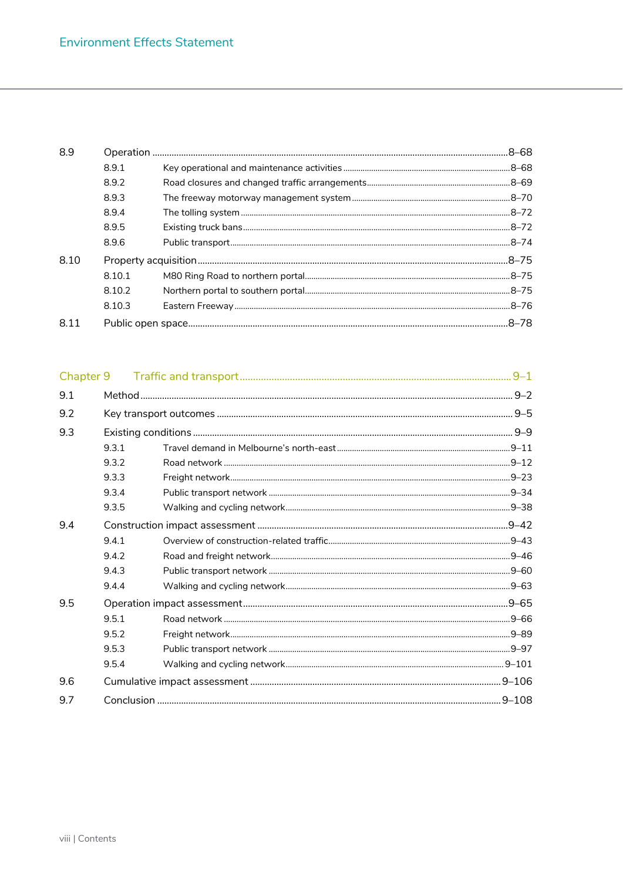| | | |
|---|---|---|
| 8.9 | Operation | 8–68 |
| | 8.9.1 Key operational and maintenance activities | 8–68 |
| | 8.9.2 Road closures and changed traffic arrangements | 8–69 |
| | 8.9.3 The freeway motorway management system | 8–70 |
| | 8.9.4 The tolling system | 8–72 |
| | 8.9.5 Existing truck bans | 8–72 |
| | 8.9.6 Public transport | 8–74 |
| 8.10 | Property acquisition | 8–75 |
| | 8.10.1 M80 Ring Road to northern portal | 8–75 |
| | 8.10.2 Northern portal to southern portal | 8–75 |
| | 8.10.3 Eastern Freeway | 8–76 |
| 8.11 | Public open space | 8–78 |

## Chapter 9 Traffic and transport ..... 9–1

| | | |
|---|---|---|
| 9.1 | Method | 9–2 |
| 9.2 | Key transport outcomes | 9–5 |
| 9.3 | Existing conditions | 9–9 |
| | 9.3.1 Travel demand in Melbourne's north-east | 9–11 |
| | 9.3.2 Road network | 9–12 |
| | 9.3.3 Freight network | 9–23 |
| | 9.3.4 Public transport network | 9–34 |
| | 9.3.5 Walking and cycling network | 9–38 |
| 9.4 | Construction impact assessment | 9–42 |
| | 9.4.1 Overview of construction-related traffic | 9–43 |
| | 9.4.2 Road and freight network | 9–46 |
| | 9.4.3 Public transport network | 9–60 |
| | 9.4.4 Walking and cycling network | 9–63 |
| 9.5 | Operation impact assessment | 9–65 |
| | 9.5.1 Road network | 9–66 |
| | 9.5.2 Freight network | 9–89 |
| | 9.5.3 Public transport network | 9–97 |
| | 9.5.4 Walking and cycling network | 9–101 |
| 9.6 | Cumulative impact assessment | 9–106 |
| 9.7 | Conclusion | 9–108 |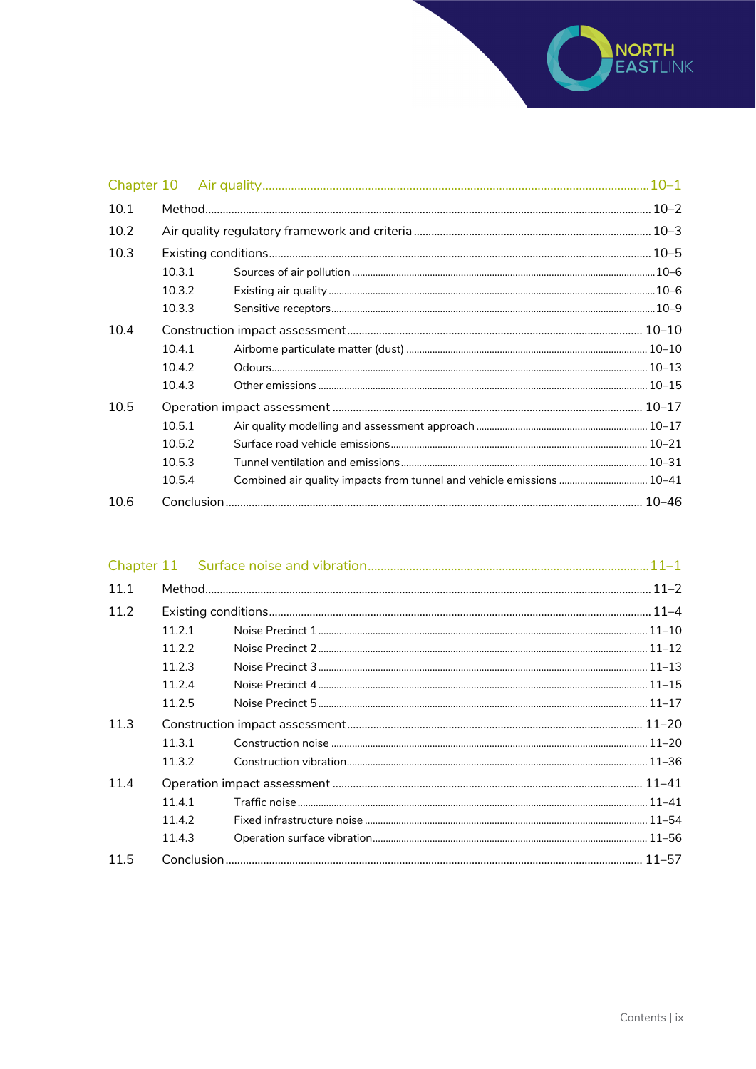Chapter 10 Air quality ... 10–1

10.1 Method ... 10–2

10.2 Air quality regulatory framework and criteria ... 10–3

10.3 Existing conditions ... 10–5

- 10.3.1 Sources of air pollution ... 10–6
- 10.3.2 Existing air quality ... 10–6
- 10.3.3 Sensitive receptors ... 10–9

10.4 Construction impact assessment ... 10–10

- 10.4.1 Airborne particulate matter (dust) ... 10–10
- 10.4.2 Odours ... 10–13
- 10.4.3 Other emissions ... 10–15

10.5 Operation impact assessment ... 10–17

- 10.5.1 Air quality modelling and assessment approach ... 10–17
- 10.5.2 Surface road vehicle emissions ... 10–21
- 10.5.3 Tunnel ventilation and emissions ... 10–31
- 10.5.4 Combined air quality impacts from tunnel and vehicle emissions ... 10–41

10.6 Conclusion ... 10–46

Chapter 11 Surface noise and vibration ... 11–1

11.1 Method ... 11–2

11.2 Existing conditions ... 11–4

- 11.2.1 Noise Precinct 1 ... 11–10
- 11.2.2 Noise Precinct 2 ... 11–12
- 11.2.3 Noise Precinct 3 ... 11–13
- 11.2.4 Noise Precinct 4 ... 11–15
- 11.2.5 Noise Precinct 5 ... 11–17

11.3 Construction impact assessment ... 11–20

- 11.3.1 Construction noise ... 11–20
- 11.3.2 Construction vibration ... 11–36

11.4 Operation impact assessment ... 11–41

- 11.4.1 Traffic noise ... 11–41
- 11.4.2 Fixed infrastructure noise ... 11–54
- 11.4.3 Operation surface vibration ... 11–56

11.5 Conclusion ... 11–57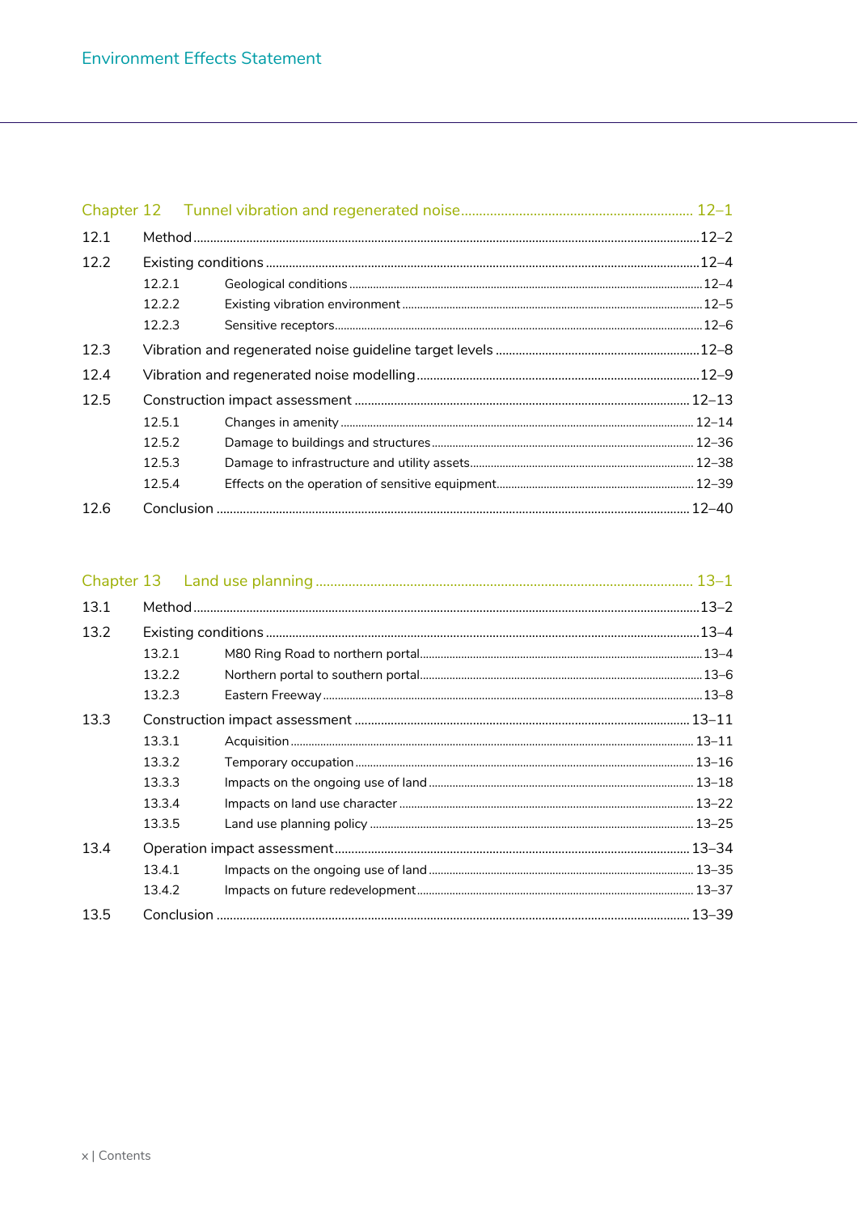## Chapter 12 Tunnel vibration and regenerated noise ..... 12–1

12.1 Method ..... 12–2

12.2 Existing conditions ..... 12–4

- 12.2.1 Geological conditions ..... 12–4
- 12.2.2 Existing vibration environment ..... 12–5
- 12.2.3 Sensitive receptors ..... 12–6

12.3 Vibration and regenerated noise guideline target levels ..... 12–8

12.4 Vibration and regenerated noise modelling ..... 12–9

12.5 Construction impact assessment ..... 12–13

- 12.5.1 Changes in amenity ..... 12–14
- 12.5.2 Damage to buildings and structures ..... 12–36
- 12.5.3 Damage to infrastructure and utility assets ..... 12–38
- 12.5.4 Effects on the operation of sensitive equipment ..... 12–39

12.6 Conclusion ..... 12–40

## Chapter 13 Land use planning ..... 13–1

13.1 Method ..... 13–2

13.2 Existing conditions ..... 13–4

- 13.2.1 M80 Ring Road to northern portal ..... 13–4
- 13.2.2 Northern portal to southern portal ..... 13–6
- 13.2.3 Eastern Freeway ..... 13–8

13.3 Construction impact assessment ..... 13–11

- 13.3.1 Acquisition ..... 13–11
- 13.3.2 Temporary occupation ..... 13–16
- 13.3.3 Impacts on the ongoing use of land ..... 13–18
- 13.3.4 Impacts on land use character ..... 13–22
- 13.3.5 Land use planning policy ..... 13–25

13.4 Operation impact assessment ..... 13–34

- 13.4.1 Impacts on the ongoing use of land ..... 13–35
- 13.4.2 Impacts on future redevelopment ..... 13–37

13.5 Conclusion ..... 13–39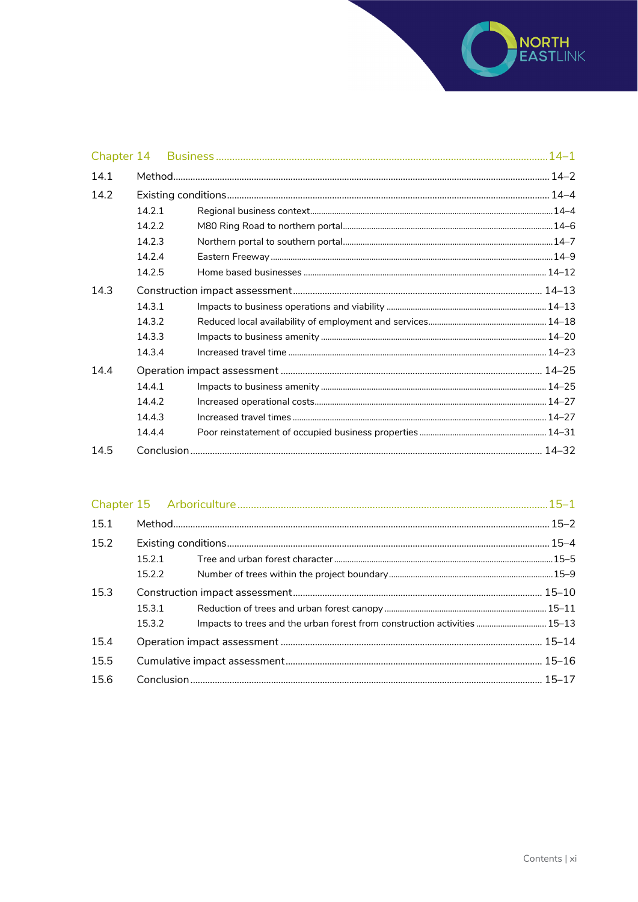## Chapter 14 Business ..... 14–1

- 14.1 Method ..... 14–2
- 14.2 Existing conditions ..... 14–4
  - 14.2.1 Regional business context ..... 14–4
  - 14.2.2 M80 Ring Road to northern portal ..... 14–6
  - 14.2.3 Northern portal to southern portal ..... 14–7
  - 14.2.4 Eastern Freeway ..... 14–9
  - 14.2.5 Home based businesses ..... 14–12
- 14.3 Construction impact assessment ..... 14–13
  - 14.3.1 Impacts to business operations and viability ..... 14–13
  - 14.3.2 Reduced local availability of employment and services ..... 14–18
  - 14.3.3 Impacts to business amenity ..... 14–20
  - 14.3.4 Increased travel time ..... 14–23
- 14.4 Operation impact assessment ..... 14–25
  - 14.4.1 Impacts to business amenity ..... 14–25
  - 14.4.2 Increased operational costs ..... 14–27
  - 14.4.3 Increased travel times ..... 14–27
  - 14.4.4 Poor reinstatement of occupied business properties ..... 14–31
- 14.5 Conclusion ..... 14–32

## Chapter 15 Arboriculture ..... 15–1

- 15.1 Method ..... 15–2
- 15.2 Existing conditions ..... 15–4
  - 15.2.1 Tree and urban forest character ..... 15–5
  - 15.2.2 Number of trees within the project boundary ..... 15–9
- 15.3 Construction impact assessment ..... 15–10
  - 15.3.1 Reduction of trees and urban forest canopy ..... 15–11
  - 15.3.2 Impacts to trees and the urban forest from construction activities ..... 15–13
- 15.4 Operation impact assessment ..... 15–14
- 15.5 Cumulative impact assessment ..... 15–16
- 15.6 Conclusion ..... 15–17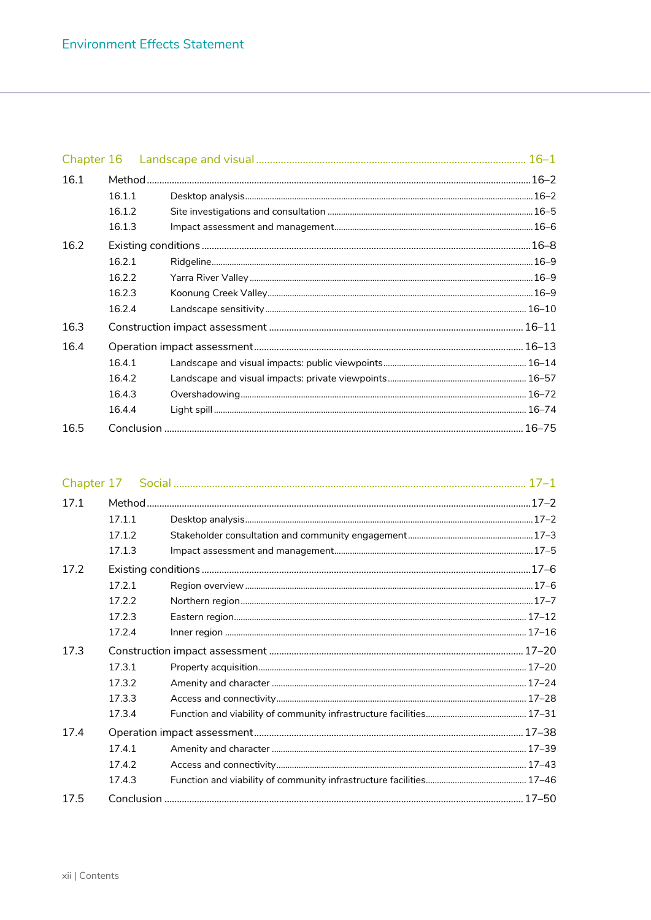## Chapter 16 Landscape and visual ........ 16–1

- 16.1 Method ........ 16–2
  - 16.1.1 Desktop analysis ........ 16–2
  - 16.1.2 Site investigations and consultation ........ 16–5
  - 16.1.3 Impact assessment and management ........ 16–6
- 16.2 Existing conditions ........ 16–8
  - 16.2.1 Ridgeline ........ 16–9
  - 16.2.2 Yarra River Valley ........ 16–9
  - 16.2.3 Koonung Creek Valley ........ 16–9
  - 16.2.4 Landscape sensitivity ........ 16–10
- 16.3 Construction impact assessment ........ 16–11
- 16.4 Operation impact assessment ........ 16–13
  - 16.4.1 Landscape and visual impacts: public viewpoints ........ 16–14
  - 16.4.2 Landscape and visual impacts: private viewpoints ........ 16–57
  - 16.4.3 Overshadowing ........ 16–72
  - 16.4.4 Light spill ........ 16–74
- 16.5 Conclusion ........ 16–75

## Chapter 17 Social ........ 17–1

- 17.1 Method ........ 17–2
  - 17.1.1 Desktop analysis ........ 17–2
  - 17.1.2 Stakeholder consultation and community engagement ........ 17–3
  - 17.1.3 Impact assessment and management ........ 17–5
- 17.2 Existing conditions ........ 17–6
  - 17.2.1 Region overview ........ 17–6
  - 17.2.2 Northern region ........ 17–7
  - 17.2.3 Eastern region ........ 17–12
  - 17.2.4 Inner region ........ 17–16
- 17.3 Construction impact assessment ........ 17–20
  - 17.3.1 Property acquisition ........ 17–20
  - 17.3.2 Amenity and character ........ 17–24
  - 17.3.3 Access and connectivity ........ 17–28
  - 17.3.4 Function and viability of community infrastructure facilities ........ 17–31
- 17.4 Operation impact assessment ........ 17–38
  - 17.4.1 Amenity and character ........ 17–39
  - 17.4.2 Access and connectivity ........ 17–43
  - 17.4.3 Function and viability of community infrastructure facilities ........ 17–46
- 17.5 Conclusion ........ 17–50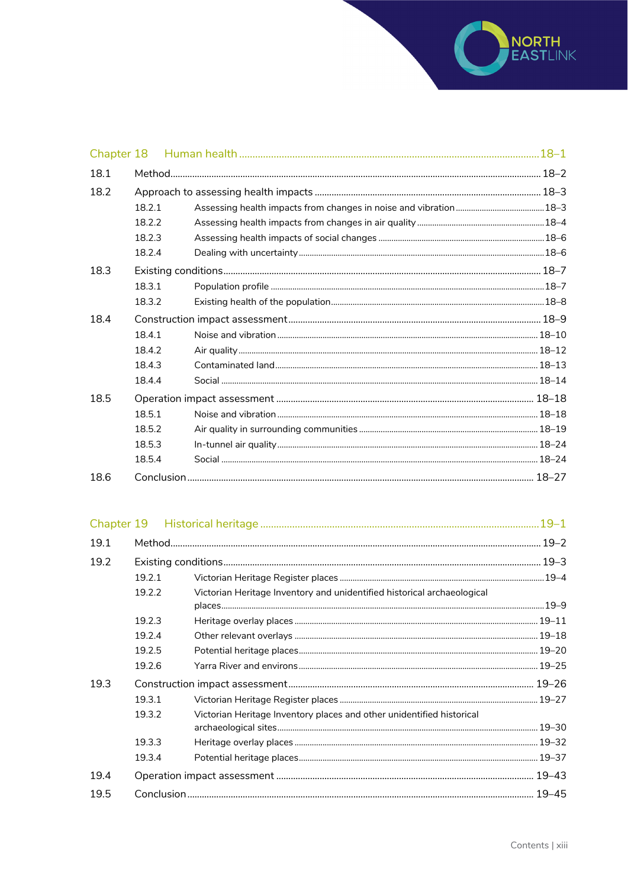| Chapter 18 | Human health | 18–1 |
|---|---|---|
| 18.1 | Method | 18–2 |
| 18.2 | Approach to assessing health impacts | 18–3 |
| 18.2.1 | Assessing health impacts from changes in noise and vibration | 18–3 |
| 18.2.2 | Assessing health impacts from changes in air quality | 18–4 |
| 18.2.3 | Assessing health impacts of social changes | 18–6 |
| 18.2.4 | Dealing with uncertainty | 18–6 |
| 18.3 | Existing conditions | 18–7 |
| 18.3.1 | Population profile | 18–7 |
| 18.3.2 | Existing health of the population | 18–8 |
| 18.4 | Construction impact assessment | 18–9 |
| 18.4.1 | Noise and vibration | 18–10 |
| 18.4.2 | Air quality | 18–12 |
| 18.4.3 | Contaminated land | 18–13 |
| 18.4.4 | Social | 18–14 |
| 18.5 | Operation impact assessment | 18–18 |
| 18.5.1 | Noise and vibration | 18–18 |
| 18.5.2 | Air quality in surrounding communities | 18–19 |
| 18.5.3 | In-tunnel air quality | 18–24 |
| 18.5.4 | Social | 18–24 |
| 18.6 | Conclusion | 18–27 |

| Chapter 19 | Historical heritage | 19–1 |
|---|---|---|
| 19.1 | Method | 19–2 |
| 19.2 | Existing conditions | 19–3 |
| 19.2.1 | Victorian Heritage Register places | 19–4 |
| 19.2.2 | Victorian Heritage Inventory and unidentified historical archaeological places | 19–9 |
| 19.2.3 | Heritage overlay places | 19–11 |
| 19.2.4 | Other relevant overlays | 19–18 |
| 19.2.5 | Potential heritage places | 19–20 |
| 19.2.6 | Yarra River and environs | 19–25 |
| 19.3 | Construction impact assessment | 19–26 |
| 19.3.1 | Victorian Heritage Register places | 19–27 |
| 19.3.2 | Victorian Heritage Inventory places and other unidentified historical archaeological sites | 19–30 |
| 19.3.3 | Heritage overlay places | 19–32 |
| 19.3.4 | Potential heritage places | 19–37 |
| 19.4 | Operation impact assessment | 19–43 |
| 19.5 | Conclusion | 19–45 |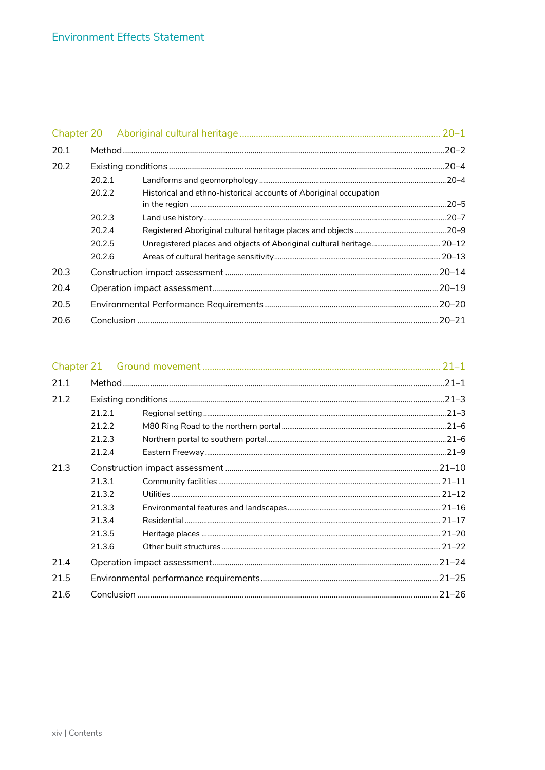## Chapter 20 Aboriginal cultural heritage ........ 20–1

| | | |
|---|---|---|
| 20.1 | Method | 20–2 |
| 20.2 | Existing conditions | 20–4 |
| 20.2.1 | Landforms and geomorphology | 20–4 |
| 20.2.2 | Historical and ethno-historical accounts of Aboriginal occupation in the region | 20–5 |
| 20.2.3 | Land use history | 20–7 |
| 20.2.4 | Registered Aboriginal cultural heritage places and objects | 20–9 |
| 20.2.5 | Unregistered places and objects of Aboriginal cultural heritage | 20–12 |
| 20.2.6 | Areas of cultural heritage sensitivity | 20–13 |
| 20.3 | Construction impact assessment | 20–14 |
| 20.4 | Operation impact assessment | 20–19 |
| 20.5 | Environmental Performance Requirements | 20–20 |
| 20.6 | Conclusion | 20–21 |

## Chapter 21 Ground movement ........ 21–1

| | | |
|---|---|---|
| 21.1 | Method | 21–1 |
| 21.2 | Existing conditions | 21–3 |
| 21.2.1 | Regional setting | 21–3 |
| 21.2.2 | M80 Ring Road to the northern portal | 21–6 |
| 21.2.3 | Northern portal to southern portal | 21–6 |
| 21.2.4 | Eastern Freeway | 21–9 |
| 21.3 | Construction impact assessment | 21–10 |
| 21.3.1 | Community facilities | 21–11 |
| 21.3.2 | Utilities | 21–12 |
| 21.3.3 | Environmental features and landscapes | 21–16 |
| 21.3.4 | Residential | 21–17 |
| 21.3.5 | Heritage places | 21–20 |
| 21.3.6 | Other built structures | 21–22 |
| 21.4 | Operation impact assessment | 21–24 |
| 21.5 | Environmental performance requirements | 21–25 |
| 21.6 | Conclusion | 21–26 |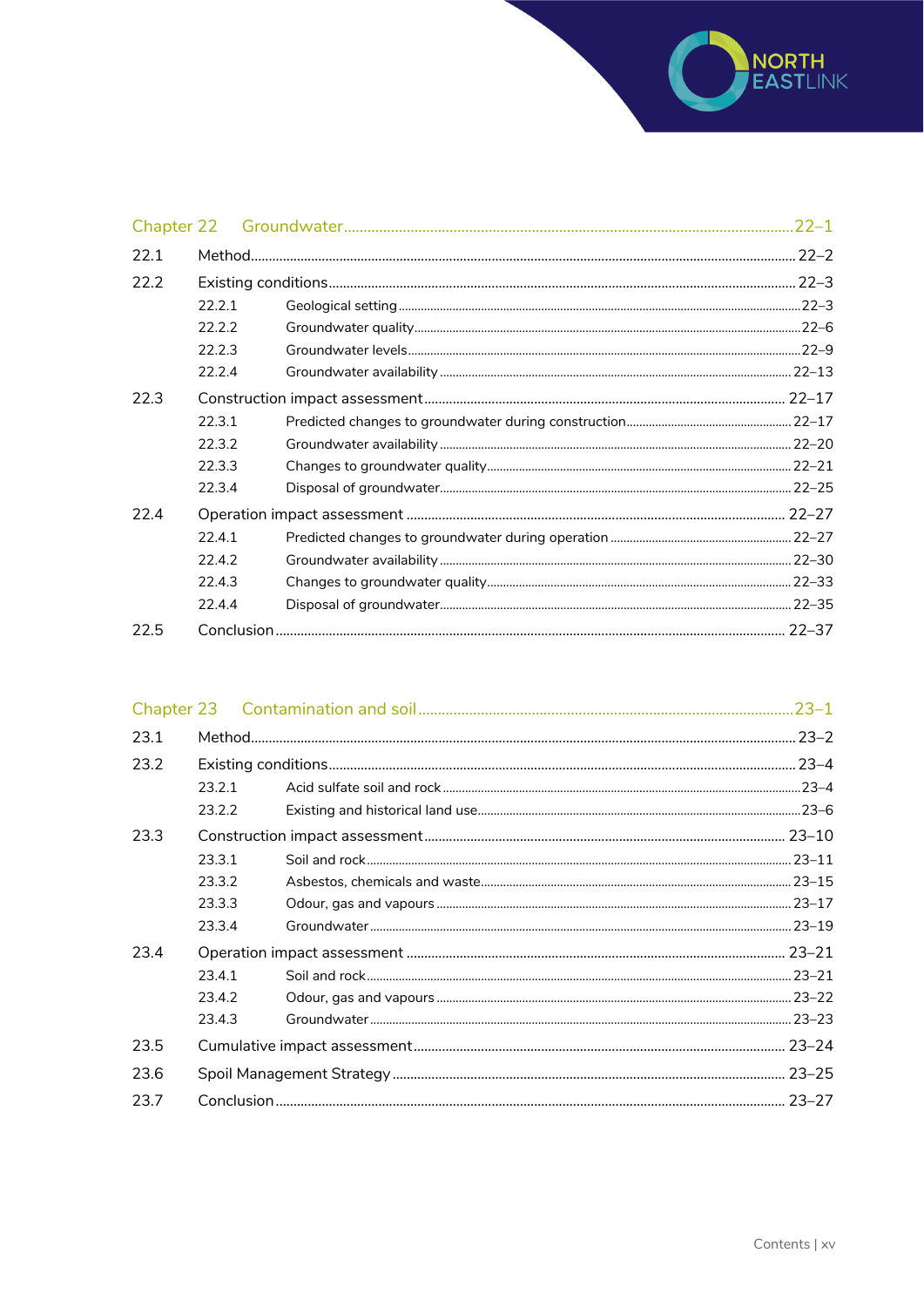## Chapter 22 Groundwater ... 22–1

| | | |
|---|---|---|
| 22.1 | Method | 22–2 |
| 22.2 | Existing conditions | 22–3 |
| 22.2.1 | Geological setting | 22–3 |
| 22.2.2 | Groundwater quality | 22–6 |
| 22.2.3 | Groundwater levels | 22–9 |
| 22.2.4 | Groundwater availability | 22–13 |
| 22.3 | Construction impact assessment | 22–17 |
| 22.3.1 | Predicted changes to groundwater during construction | 22–17 |
| 22.3.2 | Groundwater availability | 22–20 |
| 22.3.3 | Changes to groundwater quality | 22–21 |
| 22.3.4 | Disposal of groundwater | 22–25 |
| 22.4 | Operation impact assessment | 22–27 |
| 22.4.1 | Predicted changes to groundwater during operation | 22–27 |
| 22.4.2 | Groundwater availability | 22–30 |
| 22.4.3 | Changes to groundwater quality | 22–33 |
| 22.4.4 | Disposal of groundwater | 22–35 |
| 22.5 | Conclusion | 22–37 |

## Chapter 23 Contamination and soil ... 23–1

| | | |
|---|---|---|
| 23.1 | Method | 23–2 |
| 23.2 | Existing conditions | 23–4 |
| 23.2.1 | Acid sulfate soil and rock | 23–4 |
| 23.2.2 | Existing and historical land use | 23–6 |
| 23.3 | Construction impact assessment | 23–10 |
| 23.3.1 | Soil and rock | 23–11 |
| 23.3.2 | Asbestos, chemicals and waste | 23–15 |
| 23.3.3 | Odour, gas and vapours | 23–17 |
| 23.3.4 | Groundwater | 23–19 |
| 23.4 | Operation impact assessment | 23–21 |
| 23.4.1 | Soil and rock | 23–21 |
| 23.4.2 | Odour, gas and vapours | 23–22 |
| 23.4.3 | Groundwater | 23–23 |
| 23.5 | Cumulative impact assessment | 23–24 |
| 23.6 | Spoil Management Strategy | 23–25 |
| 23.7 | Conclusion | 23–27 |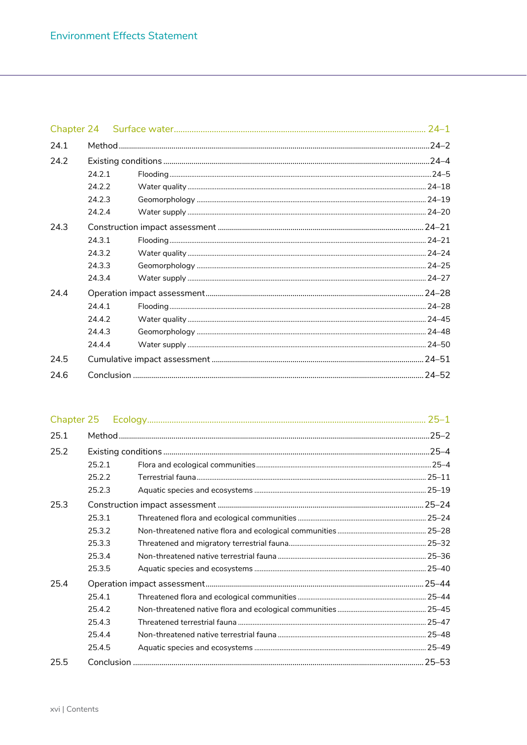| | | |
|---|---|---|
| **Chapter 24** | **Surface water** | **24–1** |
| 24.1 | Method | 24–2 |
| 24.2 | Existing conditions | 24–4 |
| 24.2.1 | Flooding | 24–5 |
| 24.2.2 | Water quality | 24–18 |
| 24.2.3 | Geomorphology | 24–19 |
| 24.2.4 | Water supply | 24–20 |
| 24.3 | Construction impact assessment | 24–21 |
| 24.3.1 | Flooding | 24–21 |
| 24.3.2 | Water quality | 24–24 |
| 24.3.3 | Geomorphology | 24–25 |
| 24.3.4 | Water supply | 24–27 |
| 24.4 | Operation impact assessment | 24–28 |
| 24.4.1 | Flooding | 24–28 |
| 24.4.2 | Water quality | 24–45 |
| 24.4.3 | Geomorphology | 24–48 |
| 24.4.4 | Water supply | 24–50 |
| 24.5 | Cumulative impact assessment | 24–51 |
| 24.6 | Conclusion | 24–52 |

| | | |
|---|---|---|
| **Chapter 25** | **Ecology** | **25–1** |
| 25.1 | Method | 25–2 |
| 25.2 | Existing conditions | 25–4 |
| 25.2.1 | Flora and ecological communities | 25–4 |
| 25.2.2 | Terrestrial fauna | 25–11 |
| 25.2.3 | Aquatic species and ecosystems | 25–19 |
| 25.3 | Construction impact assessment | 25–24 |
| 25.3.1 | Threatened flora and ecological communities | 25–24 |
| 25.3.2 | Non-threatened native flora and ecological communities | 25–28 |
| 25.3.3 | Threatened and migratory terrestrial fauna | 25–32 |
| 25.3.4 | Non-threatened native terrestrial fauna | 25–36 |
| 25.3.5 | Aquatic species and ecosystems | 25–40 |
| 25.4 | Operation impact assessment | 25–44 |
| 25.4.1 | Threatened flora and ecological communities | 25–44 |
| 25.4.2 | Non-threatened native flora and ecological communities | 25–45 |
| 25.4.3 | Threatened terrestrial fauna | 25–47 |
| 25.4.4 | Non-threatened native terrestrial fauna | 25–48 |
| 25.4.5 | Aquatic species and ecosystems | 25–49 |
| 25.5 | Conclusion | 25–53 |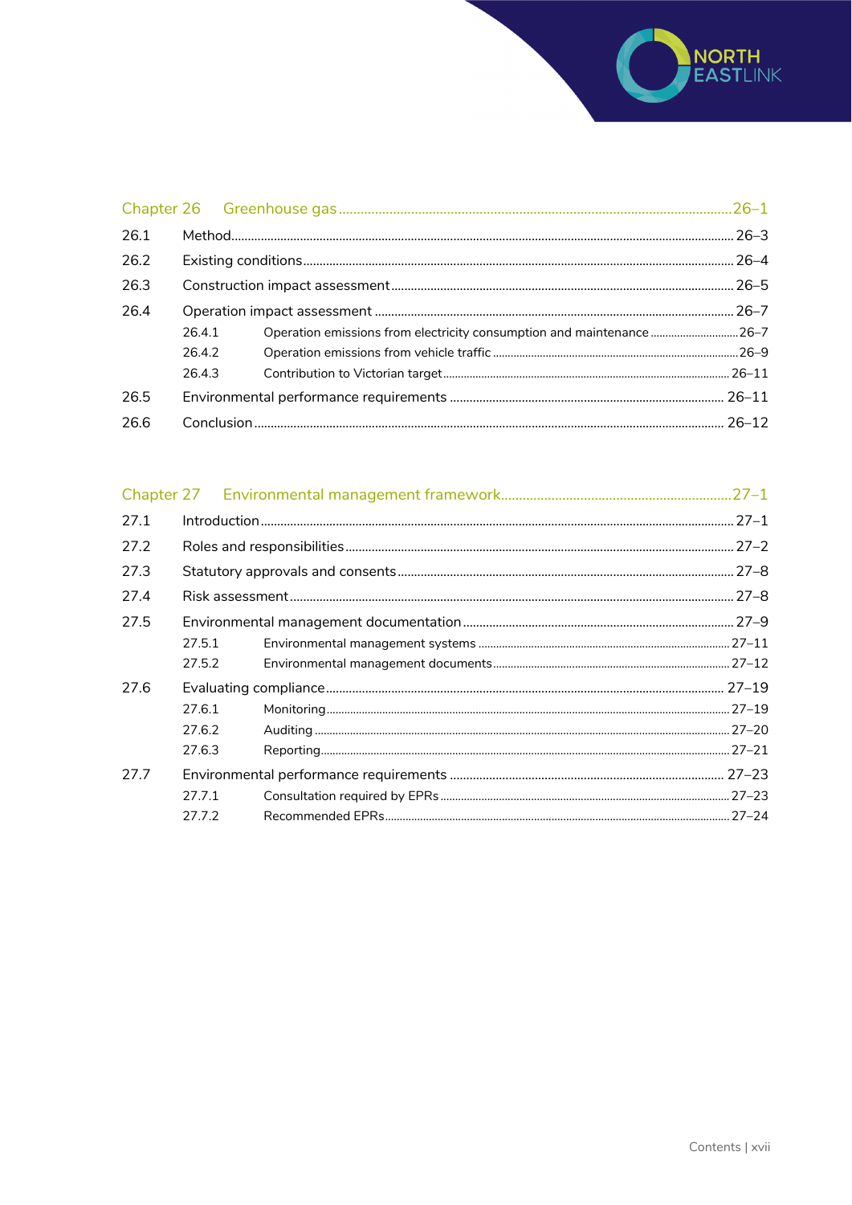Chapter 26 Greenhouse gas ........ 26–1

26.1 Method ........ 26–3

26.2 Existing conditions ........ 26–4

26.3 Construction impact assessment ........ 26–5

26.4 Operation impact assessment ........ 26–7

- 26.4.1 Operation emissions from electricity consumption and maintenance ........ 26–7
- 26.4.2 Operation emissions from vehicle traffic ........ 26–9
- 26.4.3 Contribution to Victorian target ........ 26–11

26.5 Environmental performance requirements ........ 26–11

26.6 Conclusion ........ 26–12

Chapter 27 Environmental management framework ........ 27–1

27.1 Introduction ........ 27–1

27.2 Roles and responsibilities ........ 27–2

27.3 Statutory approvals and consents ........ 27–8

27.4 Risk assessment ........ 27–8

27.5 Environmental management documentation ........ 27–9

- 27.5.1 Environmental management systems ........ 27–11
- 27.5.2 Environmental management documents ........ 27–12

27.6 Evaluating compliance ........ 27–19

- 27.6.1 Monitoring ........ 27–19
- 27.6.2 Auditing ........ 27–20
- 27.6.3 Reporting ........ 27–21

27.7 Environmental performance requirements ........ 27–23

- 27.7.1 Consultation required by EPRs ........ 27–23
- 27.7.2 Recommended EPRs ........ 27–24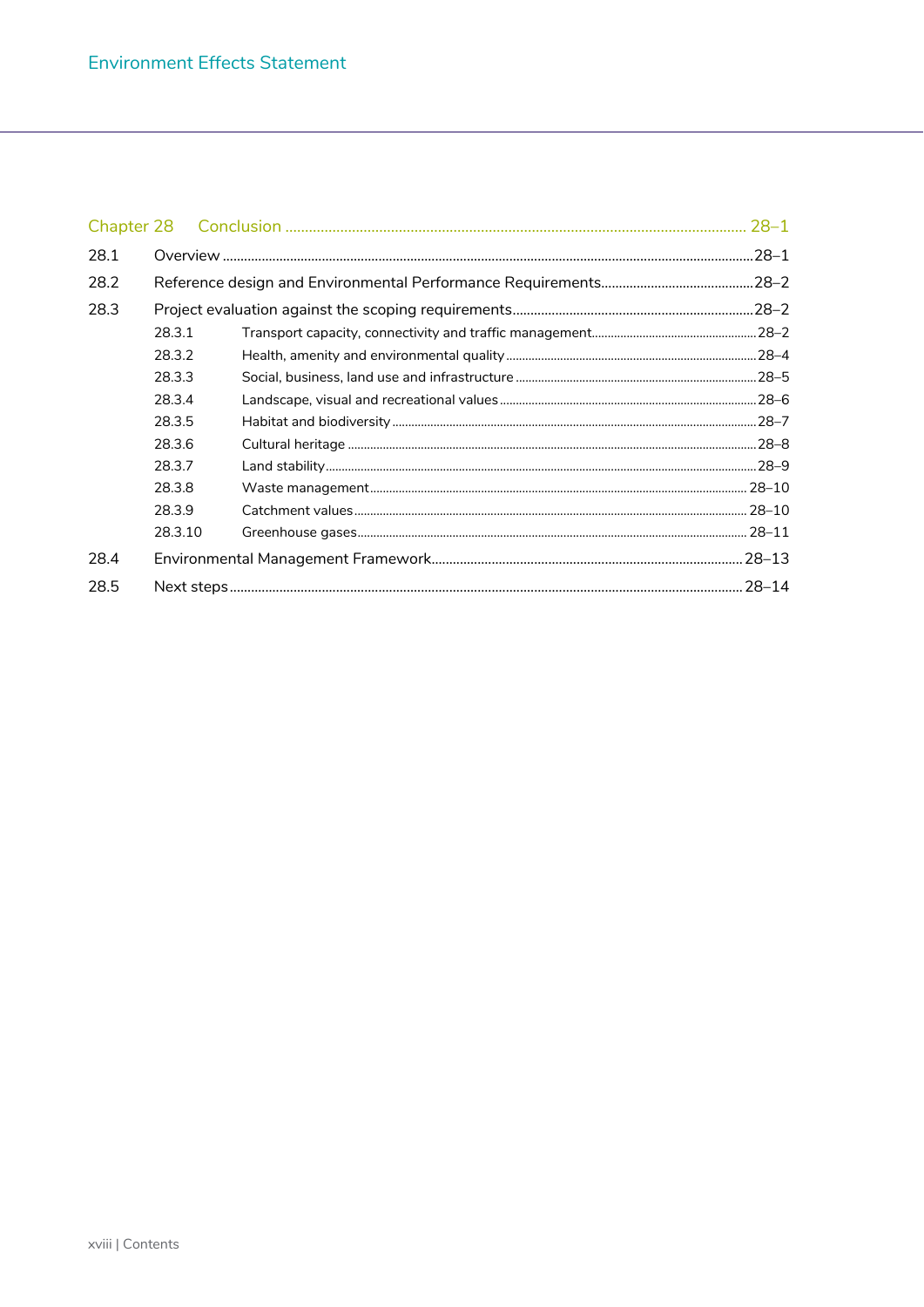| Chapter 28 | Conclusion | 28–1 |
|---|---|---|
| 28.1 | Overview | 28–1 |
| 28.2 | Reference design and Environmental Performance Requirements | 28–2 |
| 28.3 | Project evaluation against the scoping requirements | 28–2 |
| 28.3.1 | Transport capacity, connectivity and traffic management | 28–2 |
| 28.3.2 | Health, amenity and environmental quality | 28–4 |
| 28.3.3 | Social, business, land use and infrastructure | 28–5 |
| 28.3.4 | Landscape, visual and recreational values | 28–6 |
| 28.3.5 | Habitat and biodiversity | 28–7 |
| 28.3.6 | Cultural heritage | 28–8 |
| 28.3.7 | Land stability | 28–9 |
| 28.3.8 | Waste management | 28–10 |
| 28.3.9 | Catchment values | 28–10 |
| 28.3.10 | Greenhouse gases | 28–11 |
| 28.4 | Environmental Management Framework | 28–13 |
| 28.5 | Next steps | 28–14 |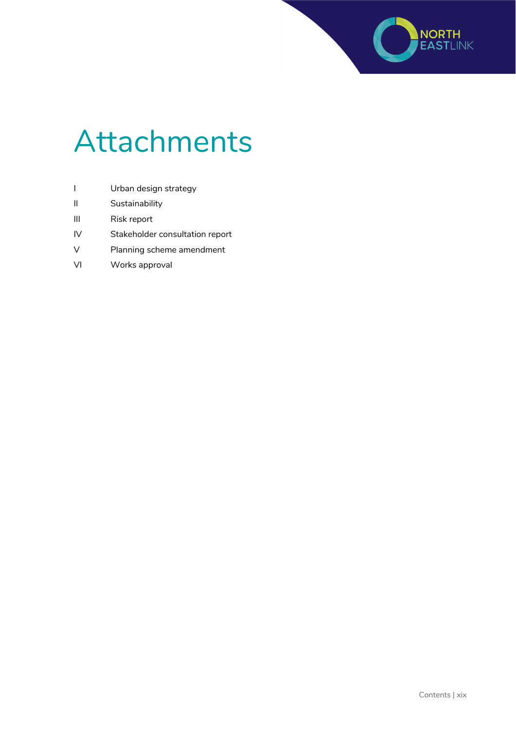# Attachments

| | |
|---|---|
| I | Urban design strategy |
| II | Sustainability |
| III | Risk report |
| IV | Stakeholder consultation report |
| V | Planning scheme amendment |
| VI | Works approval |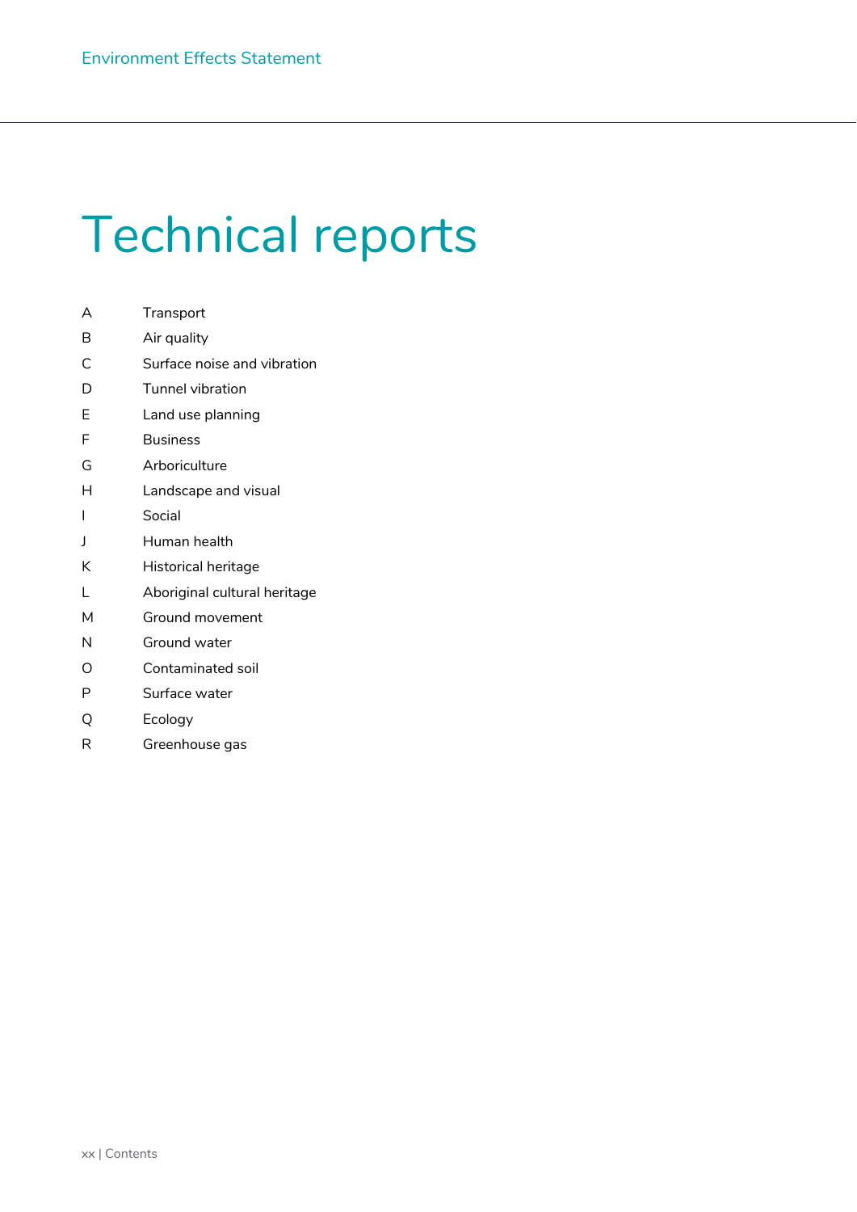# Technical reports

| | |
|---|---|
| A | Transport |
| B | Air quality |
| C | Surface noise and vibration |
| D | Tunnel vibration |
| E | Land use planning |
| F | Business |
| G | Arboriculture |
| H | Landscape and visual |
| I | Social |
| J | Human health |
| K | Historical heritage |
| L | Aboriginal cultural heritage |
| M | Ground movement |
| N | Ground water |
| O | Contaminated soil |
| P | Surface water |
| Q | Ecology |
| R | Greenhouse gas |